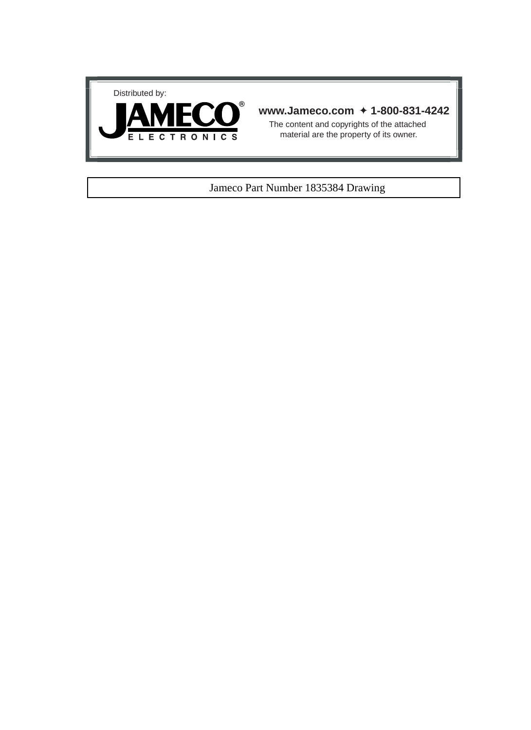Distributed by:

**JAMECO® ELECTRONICS**

**www.Jameco.com ✦ 1-800-831-4242**

The content and copyrights of the attached material are the property of its owner.

Jameco Part Number 1835384 Drawing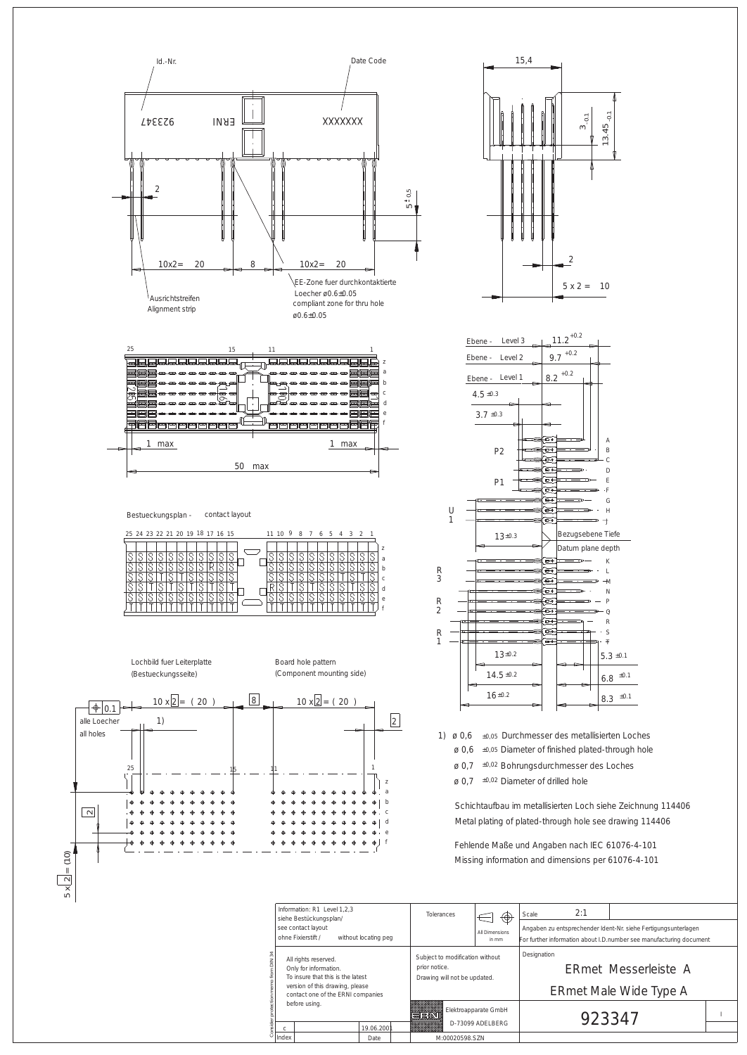Id.-Nr.

Date Code

923347 ERNI XXXXXXX

2

$5^{+}_{0,5}$

10x2= 20 8 10x2= 20

Ausrichtstreifen
Alignment strip

EE-Zone fuer durchkontaktierte Loecher ø0.6±0.05
compliant zone for thru hole ø0.6±0.05

15,4

$3_{-0.1}$

$13.45_{-0.1}$

2

5 x 2 = 10

25 15 11 1

1 max 1 max

50 max

Ebene - Level 3 $11.2^{+0.2}$

Ebene - Level 2 $9.7^{+0.2}$

Ebene - Level 1 $8.2^{+0.2}$

4.5 ±0.3

3.7 ±0.3

P2

P1

U 1

A B C D E F G H J

13±0.3

Bezugsebene Tiefe
Datum plane depth

K L M N P Q R S T

R 3

R 2

R 1

13±0.2

14.5±0.2

16±0.2

5.3 ±0.1

6.8 ±0.1

8.3 ±0.1

Bestueckungsplan - contact layout

| | 25 | 24 | 23 | 22 | 21 | 20 | 19 | 18 | 17 | 16 | 15 | | 11 | 10 | 9 | 8 | 7 | 6 | 5 | 4 | 3 | 2 | 1 |
|---|---|---|---|---|---|---|---|---|---|---|---|---|---|---|---|---|---|---|---|---|---|---|---|
| z | | | | | | | | | | | | | | | | | | | | | | | |
| a | S | S | S | S | S | S | S | S | S | S | S | | S | S | S | S | S | S | S | S | S | S | S |
| b | S | S | S | S | S | S | S | R | S | S | S | | S | S | S | S | S | S | S | S | S | S | S |
| c | S | S | S | T | S | T | S | S | S | S | S | | S | S | S | S | S | S | S | S | T | S | S |
| d | S | S | T | S | T | S | T | S | T | S | T | | R | S | T | S | T | S | S | S | T | S | S |
| e | S | S | S | S | S | S | S | S | S | S | S | | S | S | S | S | S | S | S | S | S | S | S |
| f | T | T | T | T | T | T | T | T | T | T | T | | T | T | T | T | T | T | T | T | T | T | T |

Lochbild fuer Leiterplatte (Bestueckungsseite)

Board hole pattern (Component mounting side)

0.1 alle Loecher / all holes

10 x 2 = ( 20 ) 8 10 x 2 = ( 20 ) 2

1)

25 15 11 1

z a b c d e f

2

5 x 2 = (10)

1) ø 0,6 ±0,05 Durchmesser des metallisierten Loches
ø 0,6 ±0,05 Diameter of finished plated-through hole
ø 0,7 ±0,02 Bohrungsdurchmesser des Loches
ø 0,7 ±0,02 Diameter of drilled hole

Schichtaufbau im metallisierten Loch siehe Zeichnung 114406
Metal plating of plated-through hole see drawing 114406

Fehlende Maße und Angaben nach IEC 61076-4-101
Missing information and dimensions per 61076-4-101

| | | | |
|---|---|---|---|
| Information: R1 Level 1,2,3 siehe Bestückungsplan/ see contact layout ohne Fixierstift / without locating peg | Tolerances | All Dimensions in mm | Scale 2:1 — Angaben zu entsprechender Ident-Nr. siehe Fertigungsunterlagen / For further information about I.D.number see manufacturing document |
| All rights reserved. Only for information. To insure that this is the latest version of this drawing, please contact one of the ERNI companies before using. | Subject to modification without prior notice. Drawing will not be updated. | | Designation: ERmet Messerleiste A / ERmet Male Wide Type A |
| c — 19.06.2001 | ERNI Elektroapparate GmbH D-73099 ADELBERG | | 923347 |
| Index — Date | M:00020598.SZN | | |